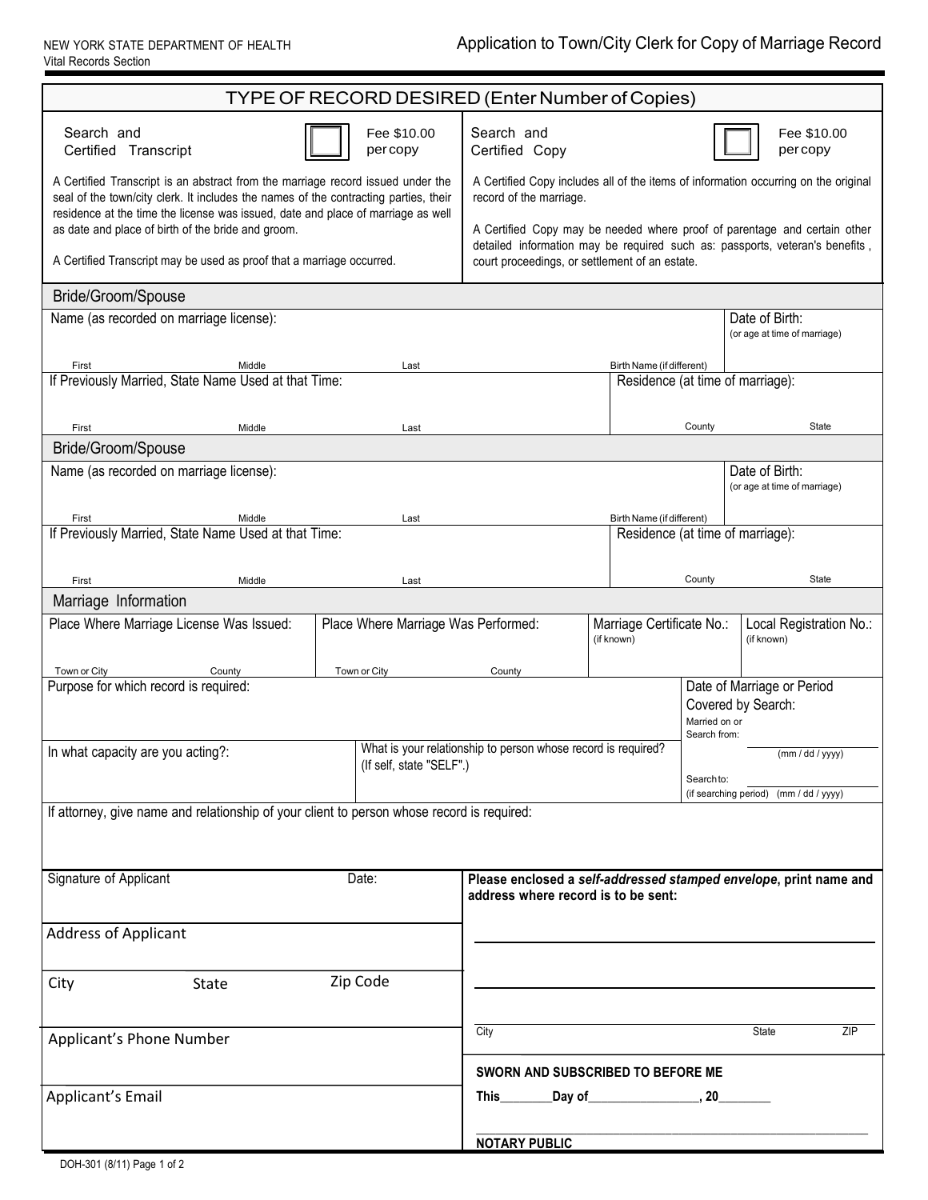NEW YORK STATE DEPARTMENT OF HEALTH
Vital Records Section

# Application to Town/City Clerk for Copy of Marriage Record

## TYPE OF RECORD DESIRED (Enter Number of Copies)

| Search and Certified Transcript ☐ Fee $10.00 per copy | Search and Certified Copy ☐ Fee $10.00 per copy |
|---|---|
| A Certified Transcript is an abstract from the marriage record issued under the seal of the town/city clerk. It includes the names of the contracting parties, their residence at the time the license was issued, date and place of marriage as well as date and place of birth of the bride and groom. A Certified Transcript may be used as proof that a marriage occurred. | A Certified Copy includes all of the items of information occurring on the original record of the marriage. A Certified Copy may be needed where proof of parentage and certain other detailed information may be required such as: passports, veteran's benefits, court proceedings, or settlement of an estate. |

## Bride/Groom/Spouse

Name (as recorded on marriage license):

First | Middle | Last | Birth Name (if different)

Date of Birth: (or age at time of marriage)

If Previously Married, State Name Used at that Time:

First | Middle | Last

Residence (at time of marriage):

County | State

## Bride/Groom/Spouse

Name (as recorded on marriage license):

First | Middle | Last | Birth Name (if different)

Date of Birth: (or age at time of marriage)

If Previously Married, State Name Used at that Time:

First | Middle | Last

Residence (at time of marriage):

County | State

## Marriage Information

| Place Where Marriage License Was Issued: | Place Where Marriage Was Performed: | Marriage Certificate No.: (if known) | Local Registration No.: (if known) |
|---|---|---|---|
| Town or City / County | Town or City / County | | |

Purpose for which record is required:

Date of Marriage or Period Covered by Search:
Married on or Search from: ____________ (mm / dd / yyyy)
Search to: ____________ (if searching period) (mm / dd / yyyy)

In what capacity are you acting?:

What is your relationship to person whose record is required? (If self, state "SELF".)

If attorney, give name and relationship of your client to person whose record is required:

Signature of Applicant | Date:

Address of Applicant

City | State | Zip Code

Applicant's Phone Number

Applicant's Email

**Please enclosed a *self-addressed stamped envelope*, print name and address where record is to be sent:**

________________________________________

________________________________________

City | State | ZIP

**SWORN AND SUBSCRIBED TO BEFORE ME**

**This________Day of_________________, 20________**

________________________________________
**NOTARY PUBLIC**

DOH-301 (8/11)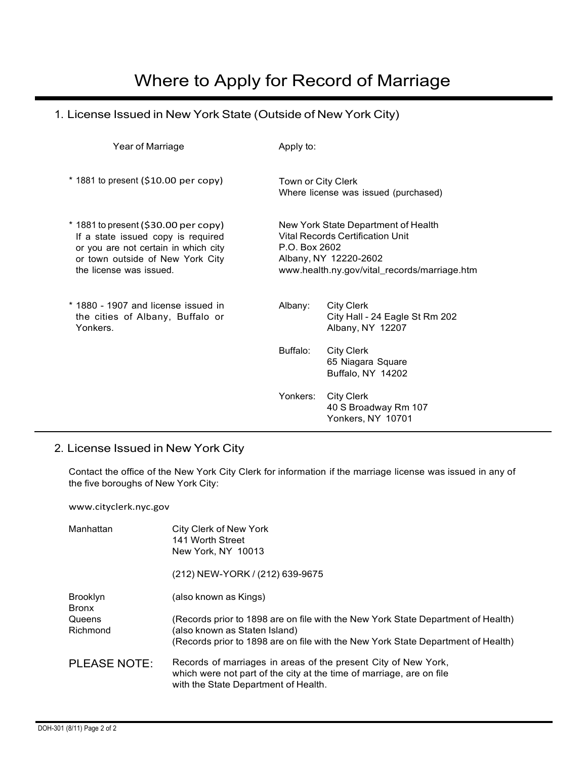# Where to Apply for Record of Marriage

## 1. License Issued in New York State (Outside of New York City)

| Year of Marriage | Apply to: | |
|---|---|---|
| * 1881 to present ($10.00 per copy) | Town or City Clerk<br>Where license was issued (purchased) | |
| * 1881 to present ($30.00 per copy)<br>If a state issued copy is required or you are not certain in which city or town outside of New York City the license was issued. | New York State Department of Health<br>Vital Records Certification Unit<br>P.O. Box 2602<br>Albany, NY 12220-2602<br>www.health.ny.gov/vital_records/marriage.htm | |
| * 1880 - 1907 and license issued in the cities of Albany, Buffalo or Yonkers. | Albany: | City Clerk<br>City Hall - 24 Eagle St Rm 202<br>Albany, NY 12207 |
| | Buffalo: | City Clerk<br>65 Niagara Square<br>Buffalo, NY 14202 |
| | Yonkers: | City Clerk<br>40 S Broadway Rm 107<br>Yonkers, NY 10701 |

## 2. License Issued in New York City

Contact the office of the New York City Clerk for information if the marriage license was issued in any of the five boroughs of New York City:

www.cityclerk.nyc.gov

| | |
|---|---|
| Manhattan | City Clerk of New York<br>141 Worth Street<br>New York, NY 10013<br><br>(212) NEW-YORK / (212) 639-9675 |
| Brooklyn | (also known as Kings) |
| Bronx | |
| Queens | (Records prior to 1898 are on file with the New York State Department of Health) |
| Richmond | (also known as Staten Island)<br>(Records prior to 1898 are on file with the New York State Department of Health) |

PLEASE NOTE: Records of marriages in areas of the present City of New York, which were not part of the city at the time of marriage, are on file with the State Department of Health.

DOH-301 (8/11)